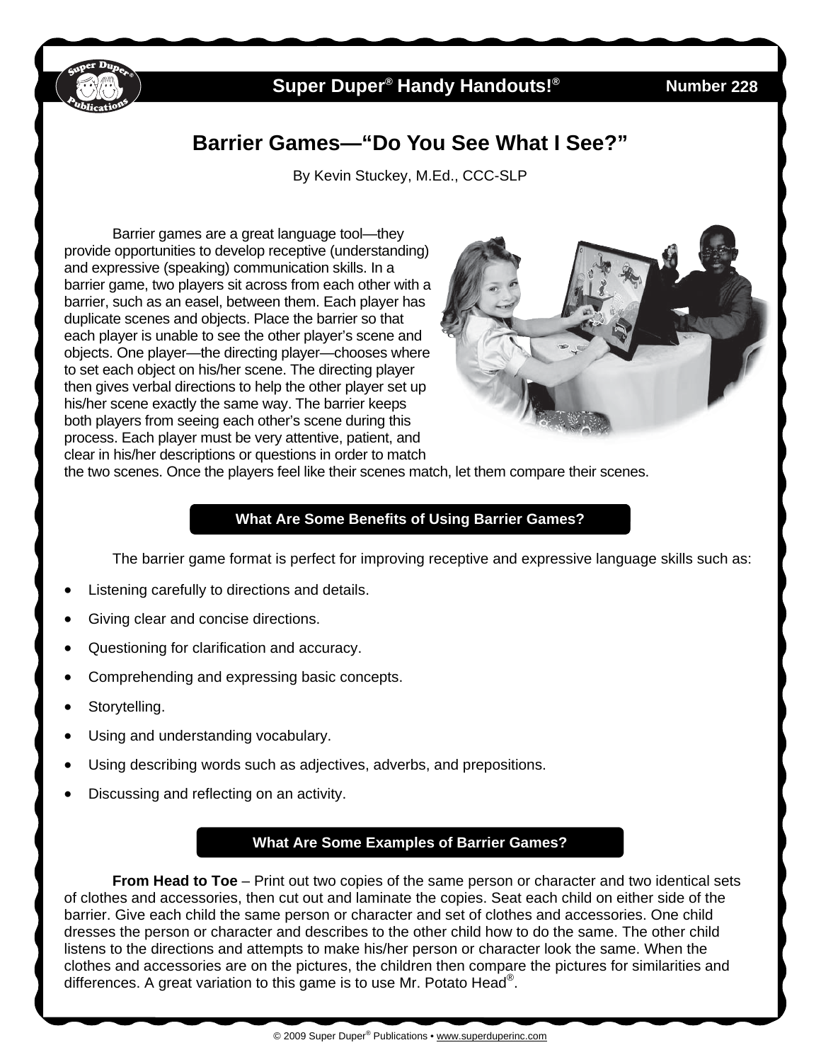Super Duper® Handy Handouts!® Number 228

# Barrier Games—"Do You See What I See?"

By Kevin Stuckey, M.Ed., CCC-SLP

Barrier games are a great language tool—they provide opportunities to develop receptive (understanding) and expressive (speaking) communication skills. In a barrier game, two players sit across from each other with a barrier, such as an easel, between them. Each player has duplicate scenes and objects. Place the barrier so that each player is unable to see the other player's scene and objects. One player—the directing player—chooses where to set each object on his/her scene. The directing player then gives verbal directions to help the other player set up his/her scene exactly the same way. The barrier keeps both players from seeing each other's scene during this process. Each player must be very attentive, patient, and clear in his/her descriptions or questions in order to match the two scenes. Once the players feel like their scenes match, let them compare their scenes.

## What Are Some Benefits of Using Barrier Games?

The barrier game format is perfect for improving receptive and expressive language skills such as:

- Listening carefully to directions and details.
- Giving clear and concise directions.
- Questioning for clarification and accuracy.
- Comprehending and expressing basic concepts.
- Storytelling.
- Using and understanding vocabulary.
- Using describing words such as adjectives, adverbs, and prepositions.
- Discussing and reflecting on an activity.

## What Are Some Examples of Barrier Games?

**From Head to Toe** – Print out two copies of the same person or character and two identical sets of clothes and accessories, then cut out and laminate the copies. Seat each child on either side of the barrier. Give each child the same person or character and set of clothes and accessories. One child dresses the person or character and describes to the other child how to do the same. The other child listens to the directions and attempts to make his/her person or character look the same. When the clothes and accessories are on the pictures, the children then compare the pictures for similarities and differences. A great variation to this game is to use Mr. Potato Head®.

© 2009 Super Duper® Publications • www.superduperinc.com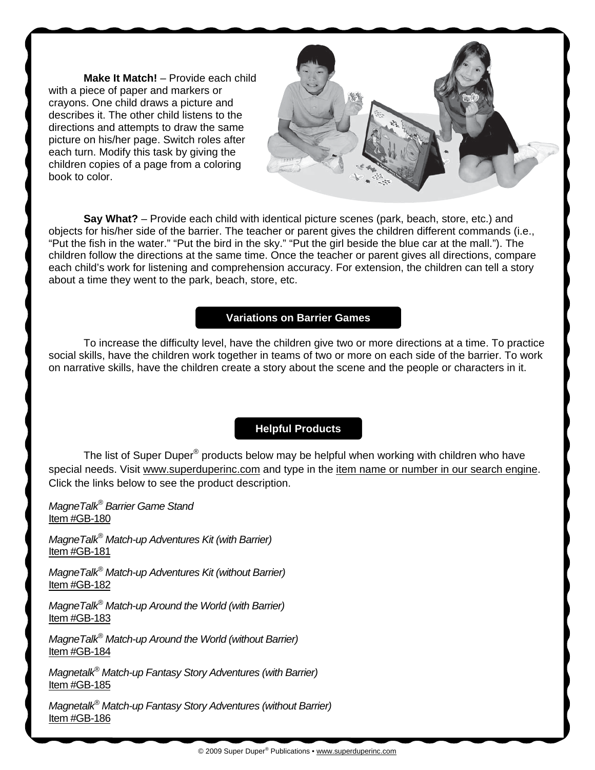**Make It Match!** – Provide each child with a piece of paper and markers or crayons. One child draws a picture and describes it. The other child listens to the directions and attempts to draw the same picture on his/her page. Switch roles after each turn. Modify this task by giving the children copies of a page from a coloring book to color.

**Say What?** – Provide each child with identical picture scenes (park, beach, store, etc.) and objects for his/her side of the barrier. The teacher or parent gives the children different commands (i.e., "Put the fish in the water." "Put the bird in the sky." "Put the girl beside the blue car at the mall."). The children follow the directions at the same time. Once the teacher or parent gives all directions, compare each child's work for listening and comprehension accuracy. For extension, the children can tell a story about a time they went to the park, beach, store, etc.

## Variations on Barrier Games

To increase the difficulty level, have the children give two or more directions at a time. To practice social skills, have the children work together in teams of two or more on each side of the barrier. To work on narrative skills, have the children create a story about the scene and the people or characters in it.

## Helpful Products

The list of Super Duper® products below may be helpful when working with children who have special needs. Visit www.superduperinc.com and type in the item name or number in our search engine. Click the links below to see the product description.

*MagneTalk® Barrier Game Stand*
Item #GB-180

*MagneTalk® Match-up Adventures Kit (with Barrier)*
Item #GB-181

*MagneTalk® Match-up Adventures Kit (without Barrier)*
Item #GB-182

*MagneTalk® Match-up Around the World (with Barrier)*
Item #GB-183

*MagneTalk® Match-up Around the World (without Barrier)*
Item #GB-184

*Magnetalk® Match-up Fantasy Story Adventures (with Barrier)*
Item #GB-185

*Magnetalk® Match-up Fantasy Story Adventures (without Barrier)*
Item #GB-186

© 2009 Super Duper® Publications • www.superduperinc.com